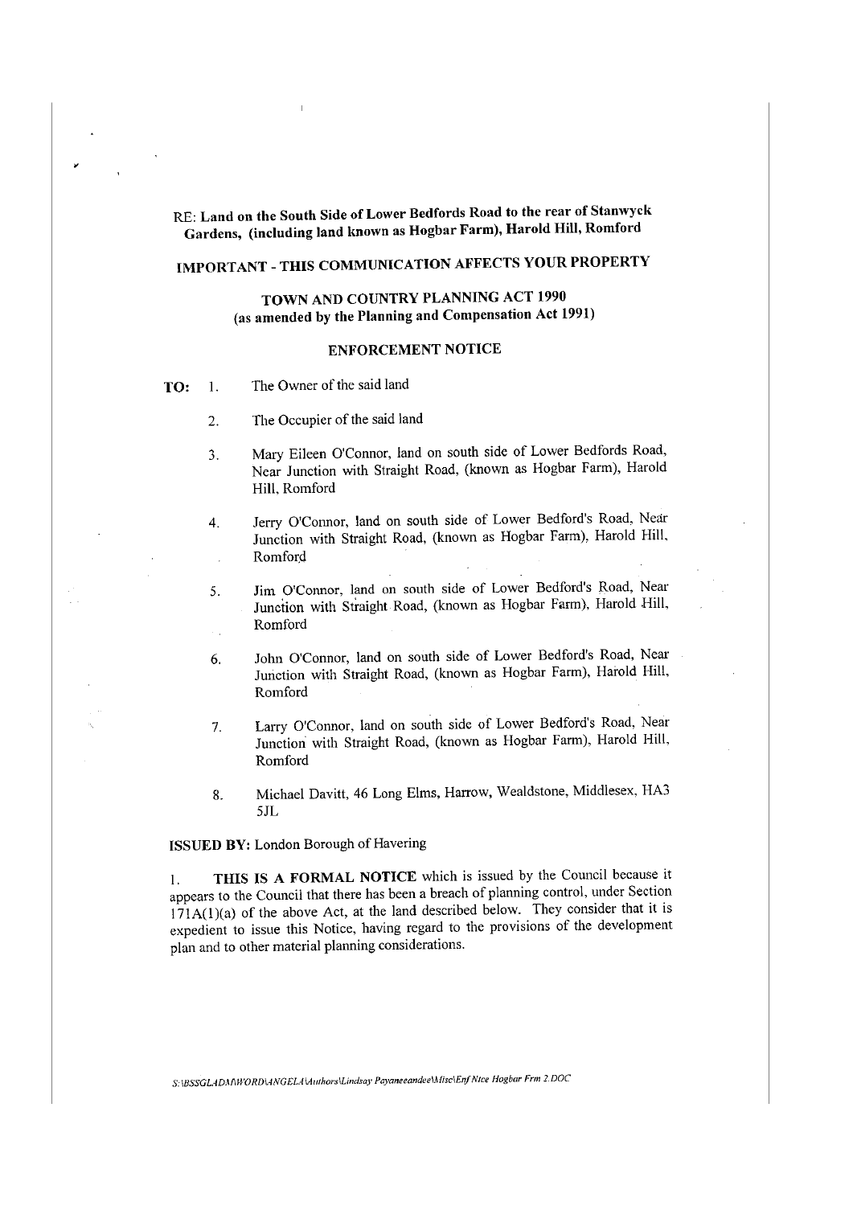**RE: Land on the South Side of Lower Bedfords Road to the rear of Stanwyck Gardens, (including land known as Hogbar Farm), Harold Hill, Romford**

**IMPORTANT - THIS COMMUNICATION AFFECTS YOUR PROPERTY**

**TOWN AND COUNTRY PLANNING ACT 1990**
**(as amended by the Planning and Compensation Act 1991)**

**ENFORCEMENT NOTICE**

**TO:**

1. The Owner of the said land
2. The Occupier of the said land
3. Mary Eileen O'Connor, land on south side of Lower Bedfords Road, Near Junction with Straight Road, (known as Hogbar Farm), Harold Hill, Romford
4. Jerry O'Connor, land on south side of Lower Bedford's Road, Near Junction with Straight Road, (known as Hogbar Farm), Harold Hill, Romford
5. Jim O'Connor, land on south side of Lower Bedford's Road, Near Junction with Straight Road, (known as Hogbar Farm), Harold Hill, Romford
6. John O'Connor, land on south side of Lower Bedford's Road, Near Junction with Straight Road, (known as Hogbar Farm), Harold Hill, Romford
7. Larry O'Connor, land on south side of Lower Bedford's Road, Near Junction with Straight Road, (known as Hogbar Farm), Harold Hill, Romford
8. Michael Davitt, 46 Long Elms, Harrow, Wealdstone, Middlesex, HA3 5JL

**ISSUED BY:** London Borough of Havering

1. **THIS IS A FORMAL NOTICE** which is issued by the Council because it appears to the Council that there has been a breach of planning control, under Section 171A(1)(a) of the above Act, at the land described below. They consider that it is expedient to issue this Notice, having regard to the provisions of the development plan and to other material planning considerations.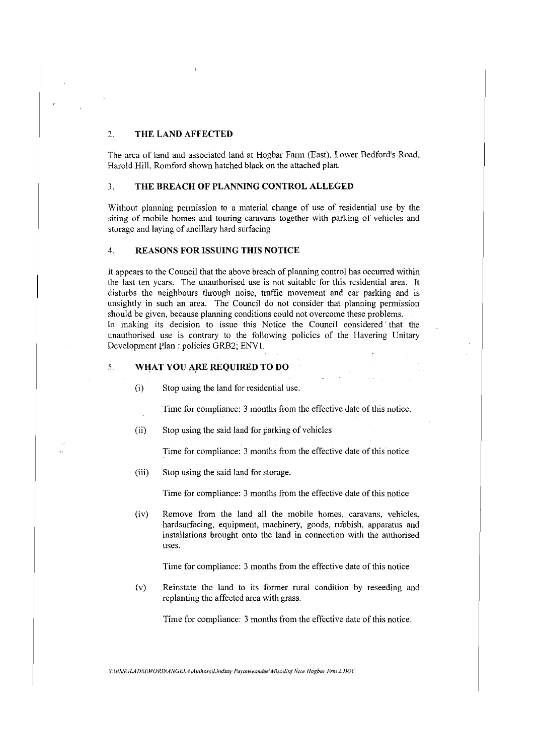## 2. THE LAND AFFECTED

The area of land and associated land at Hogbar Farm (East), Lower Bedford's Road, Harold Hill, Romford shown hatched black on the attached plan.

## 3. THE BREACH OF PLANNING CONTROL ALLEGED

Without planning permission to a material change of use of residential use by the siting of mobile homes and touring caravans together with parking of vehicles and storage and laying of ancillary hard surfacing

## 4. REASONS FOR ISSUING THIS NOTICE

It appears to the Council that the above breach of planning control has occurred within the last ten years. The unauthorised use is not suitable for this residential area. It disturbs the neighbours through noise, traffic movement and car parking and is unsightly in such an area. The Council do not consider that planning permission should be given, because planning conditions could not overcome these problems.
In making its decision to issue this Notice the Council considered that the unauthorised use is contrary to the following policies of the Havering Unitary Development Plan : policies GRB2; ENV1.

## 5. WHAT YOU ARE REQUIRED TO DO

(i) Stop using the land for residential use.

Time for compliance: 3 months from the effective date of this notice.

(ii) Stop using the said land for parking of vehicles

Time for compliance: 3 months from the effective date of this notice

(iii) Stop using the said land for storage.

Time for compliance: 3 months from the effective date of this notice

(iv) Remove from the land all the mobile homes, caravans, vehicles, hardsurfacing, equipment, machinery, goods, rubbish, apparatus and installations brought onto the land in connection with the authorised uses.

Time for compliance: 3 months from the effective date of this notice

(v) Reinstate the land to its former rural condition by reseeding and replanting the affected area with grass.

Time for compliance: 3 months from the effective date of this notice.

*S:\BSSGLADM\WORD\ANGELA\Authors\Lindsay Payaneeandee\Misc\Enf Nce Hogbar Frm 2.DOC*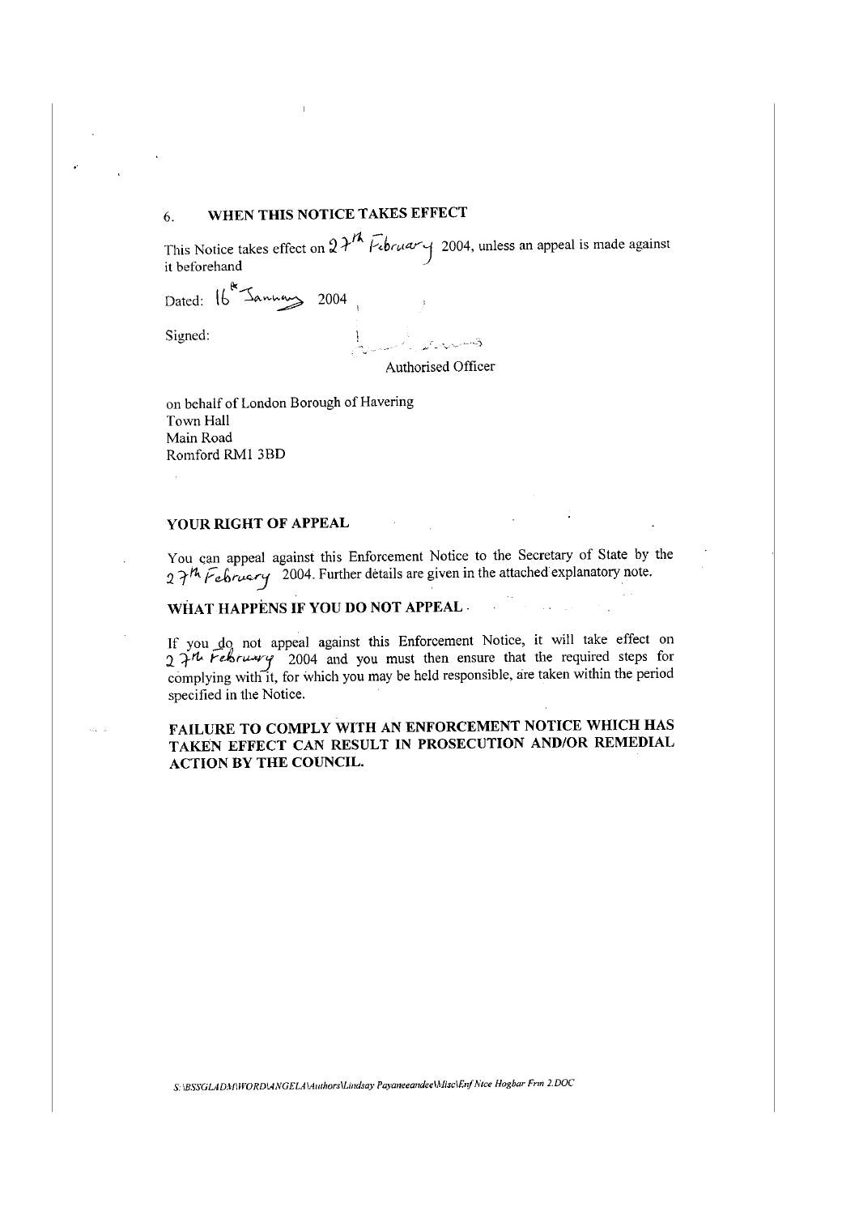## 6. WHEN THIS NOTICE TAKES EFFECT

This Notice takes effect on 27th February 2004, unless an appeal is made against it beforehand

Dated: 16th January 2004

Signed:

Authorised Officer

on behalf of London Borough of Havering
Town Hall
Main Road
Romford RM1 3BD

## YOUR RIGHT OF APPEAL

You can appeal against this Enforcement Notice to the Secretary of State by the 27th February 2004. Further details are given in the attached explanatory note.

## WHAT HAPPENS IF YOU DO NOT APPEAL

If you do not appeal against this Enforcement Notice, it will take effect on 27th February 2004 and you must then ensure that the required steps for complying with it, for which you may be held responsible, are taken within the period specified in the Notice.

**FAILURE TO COMPLY WITH AN ENFORCEMENT NOTICE WHICH HAS TAKEN EFFECT CAN RESULT IN PROSECUTION AND/OR REMEDIAL ACTION BY THE COUNCIL.**

*S:\BSSGLADM\WORD\ANGELA\Authors\Lindsay Payaneeandee\Misc\Enf Ntce Hogbar Frm 2.DOC*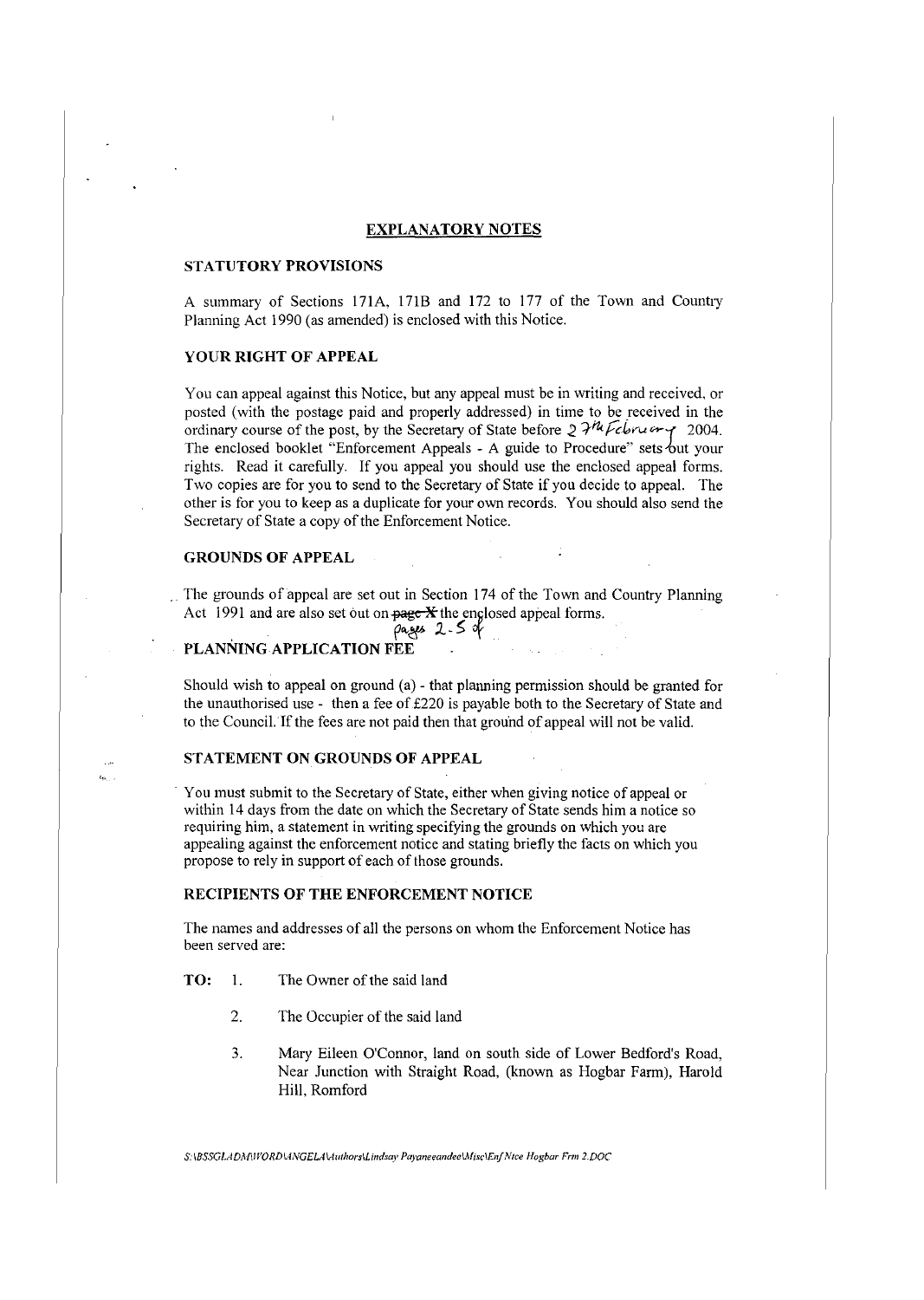## EXPLANATORY NOTES

### STATUTORY PROVISIONS

A summary of Sections 171A, 171B and 172 to 177 of the Town and Country Planning Act 1990 (as amended) is enclosed with this Notice.

### YOUR RIGHT OF APPEAL

You can appeal against this Notice, but any appeal must be in writing and received, or posted (with the postage paid and properly addressed) in time to be received in the ordinary course of the post, by the Secretary of State before 27th February 2004. The enclosed booklet "Enforcement Appeals - A guide to Procedure" sets out your rights. Read it carefully. If you appeal you should use the enclosed appeal forms. Two copies are for you to send to the Secretary of State if you decide to appeal. The other is for you to keep as a duplicate for your own records. You should also send the Secretary of State a copy of the Enforcement Notice.

### GROUNDS OF APPEAL

The grounds of appeal are set out in Section 174 of the Town and Country Planning Act 1991 and are also set out on ~~page X~~ pages 2-5 of the enclosed appeal forms.

### PLANNING APPLICATION FEE

Should wish to appeal on ground (a) - that planning permission should be granted for the unauthorised use - then a fee of £220 is payable both to the Secretary of State and to the Council. If the fees are not paid then that ground of appeal will not be valid.

### STATEMENT ON GROUNDS OF APPEAL

You must submit to the Secretary of State, either when giving notice of appeal or within 14 days from the date on which the Secretary of State sends him a notice so requiring him, a statement in writing specifying the grounds on which you are appealing against the enforcement notice and stating briefly the facts on which you propose to rely in support of each of those grounds.

### RECIPIENTS OF THE ENFORCEMENT NOTICE

The names and addresses of all the persons on whom the Enforcement Notice has been served are:

**TO:**

1. The Owner of the said land
2. The Occupier of the said land
3. Mary Eileen O'Connor, land on south side of Lower Bedford's Road, Near Junction with Straight Road, (known as Hogbar Farm), Harold Hill, Romford

*S:\BSSGLADM\WORD\ANGELA\Authors\Lindsay Payaneeandee\Misc\EnfNtce Hogbar Frm 2.DOC*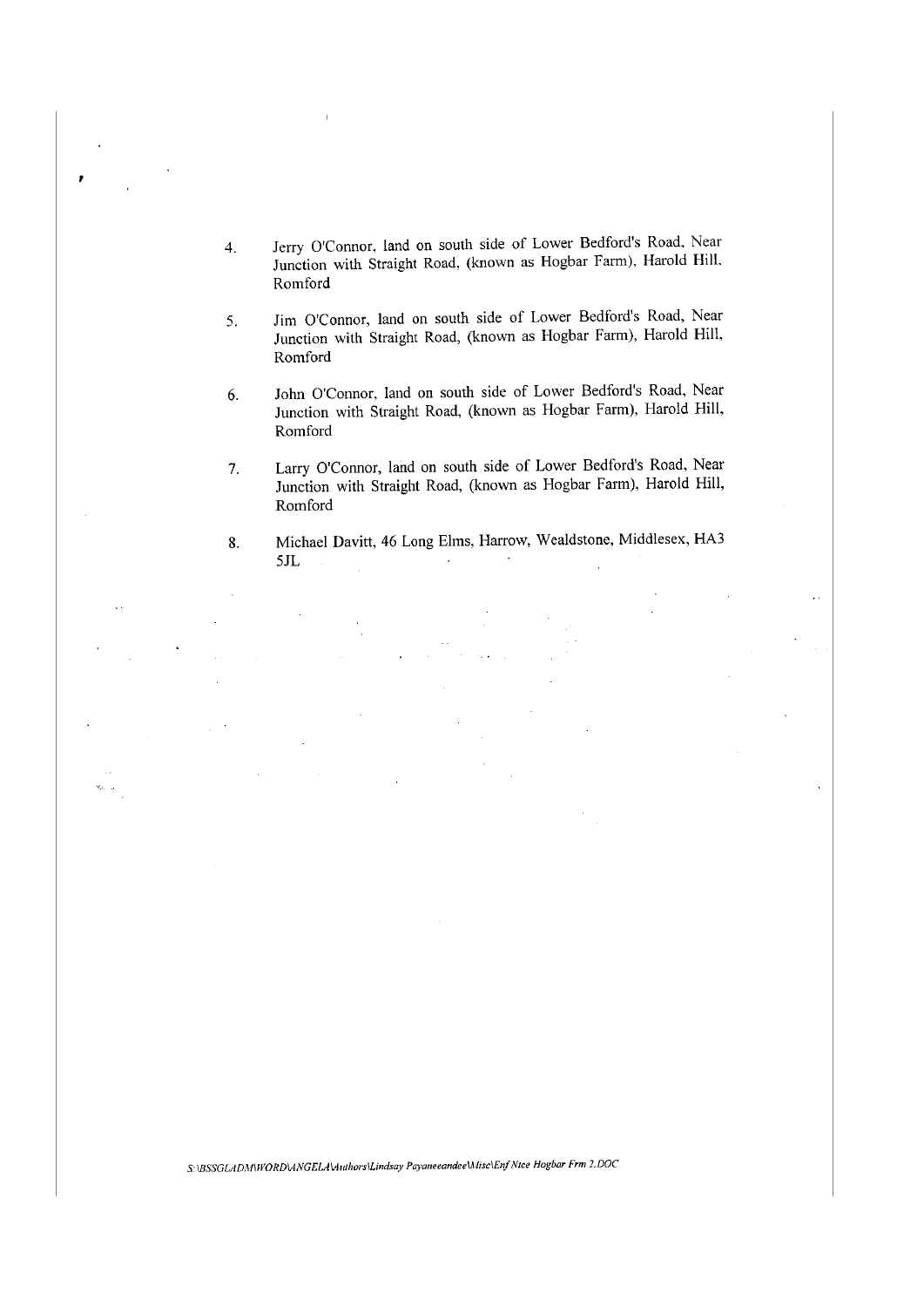4. Jerry O'Connor, land on south side of Lower Bedford's Road, Near Junction with Straight Road, (known as Hogbar Farm), Harold Hill, Romford

5. Jim O'Connor, land on south side of Lower Bedford's Road, Near Junction with Straight Road, (known as Hogbar Farm), Harold Hill, Romford

6. John O'Connor, land on south side of Lower Bedford's Road, Near Junction with Straight Road, (known as Hogbar Farm), Harold Hill, Romford

7. Larry O'Connor, land on south side of Lower Bedford's Road, Near Junction with Straight Road, (known as Hogbar Farm), Harold Hill, Romford

8. Michael Davitt, 46 Long Elms, Harrow, Wealdstone, Middlesex, HA3 5JL

*S:\BSSGLADM\WORD\ANGELA\Authors\Lindsay Payaneeandee\Misc\Enf Ntce Hogbar Frm 2.DOC*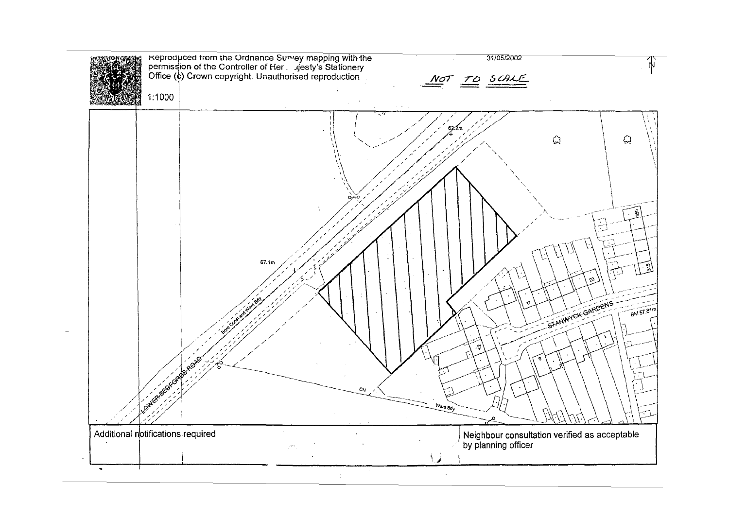Reproduced from the Ordnance Survey mapping with the permission of the Controller of Her Majesty's Stationery Office (c) Crown copyright. Unauthorised reproduction

1:1000

31/05/2002

NOT TO SCALE

N

62.2m

67.1m

Boro Const and Ward Bdy

LOWER BEDFORDS ROAD

CH

Ward Bdy

STANWYCK GARDENS

BM 57.81m

355

345

22

17

12

9

1

Additional notifications required

Neighbour consultation verified as acceptable by planning officer